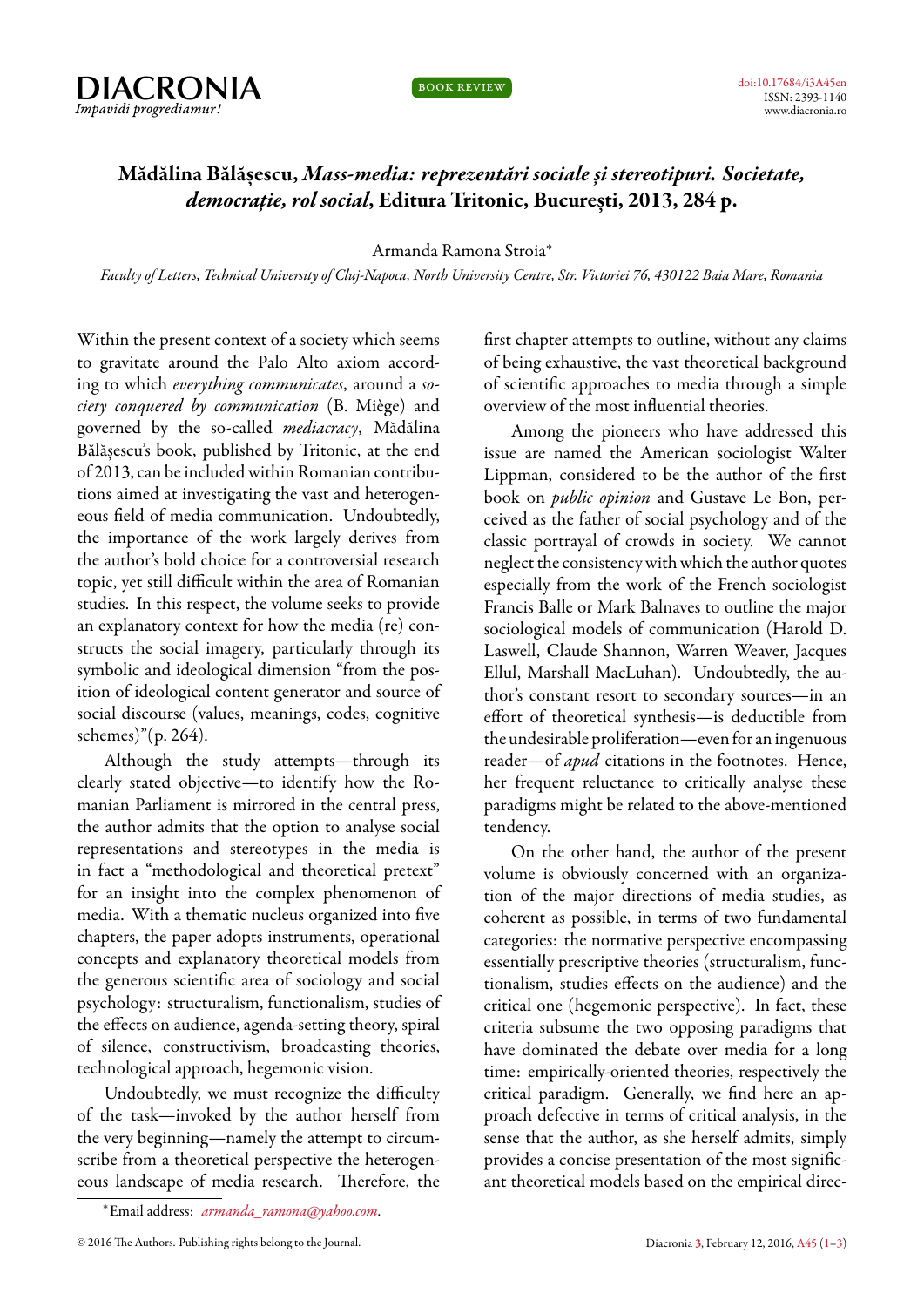# Mădălina Bălășescu, *Mass-media: reprezentări sociale și stereotipuri. Societate, democrație, rol social*, Editura Tritonic, București, 2013, 284 p.

Armanda Ramona Stroia*

*Faculty of Letters, Technical University of Cluj-Napoca, North University Centre, Str. Victoriei 76, 430122 Baia Mare, Romania*

Within the present context of a society which seems to gravitate around the Palo Alto axiom according to which *everything communicates*, around a *society conquered by communication* (B. Miège) and governed by the so-called *mediacracy*, Mădălina Bălășescu's book, published by Tritonic, at the end of 2013, can be included within Romanian contributions aimed at investigating the vast and heterogeneous field of media communication. Undoubtedly, the importance of the work largely derives from the author's bold choice for a controversial research topic, yet still difficult within the area of Romanian studies. In this respect, the volume seeks to provide an explanatory context for how the media (re) constructs the social imagery, particularly through its symbolic and ideological dimension "from the position of ideological content generator and source of social discourse (values, meanings, codes, cognitive schemes)"(p. 264).

Although the study attempts—through its clearly stated objective—to identify how the Romanian Parliament is mirrored in the central press, the author admits that the option to analyse social representations and stereotypes in the media is in fact a "methodological and theoretical pretext" for an insight into the complex phenomenon of media. With a thematic nucleus organized into five chapters, the paper adopts instruments, operational concepts and explanatory theoretical models from the generous scientific area of sociology and social psychology: structuralism, functionalism, studies of the effects on audience, agenda-setting theory, spiral of silence, constructivism, broadcasting theories, technological approach, hegemonic vision.

Undoubtedly, we must recognize the difficulty of the task—invoked by the author herself from the very beginning—namely the attempt to circumscribe from a theoretical perspective the heterogeneous landscape of media research. Therefore, the first chapter attempts to outline, without any claims of being exhaustive, the vast theoretical background of scientific approaches to media through a simple overview of the most influential theories.

Among the pioneers who have addressed this issue are named the American sociologist Walter Lippman, considered to be the author of the first book on *public opinion* and Gustave Le Bon, perceived as the father of social psychology and of the classic portrayal of crowds in society. We cannot neglect the consistency with which the author quotes especially from the work of the French sociologist Francis Balle or Mark Balnaves to outline the major sociological models of communication (Harold D. Laswell, Claude Shannon, Warren Weaver, Jacques Ellul, Marshall MacLuhan). Undoubtedly, the author's constant resort to secondary sources—in an effort of theoretical synthesis—is deductible from the undesirable proliferation—even for an ingenuous reader—of *apud* citations in the footnotes. Hence, her frequent reluctance to critically analyse these paradigms might be related to the above-mentioned tendency.

On the other hand, the author of the present volume is obviously concerned with an organization of the major directions of media studies, as coherent as possible, in terms of two fundamental categories: the normative perspective encompassing essentially prescriptive theories (structuralism, functionalism, studies effects on the audience) and the critical one (hegemonic perspective). In fact, these criteria subsume the two opposing paradigms that have dominated the debate over media for a long time: empirically-oriented theories, respectively the critical paradigm. Generally, we find here an approach defective in terms of critical analysis, in the sense that the author, as she herself admits, simply provides a concise presentation of the most significant theoretical models based on the empirical direc-

*Email address: *armanda_ramona@yahoo.com*.

© 2016 The Authors. Publishing rights belong to the Journal.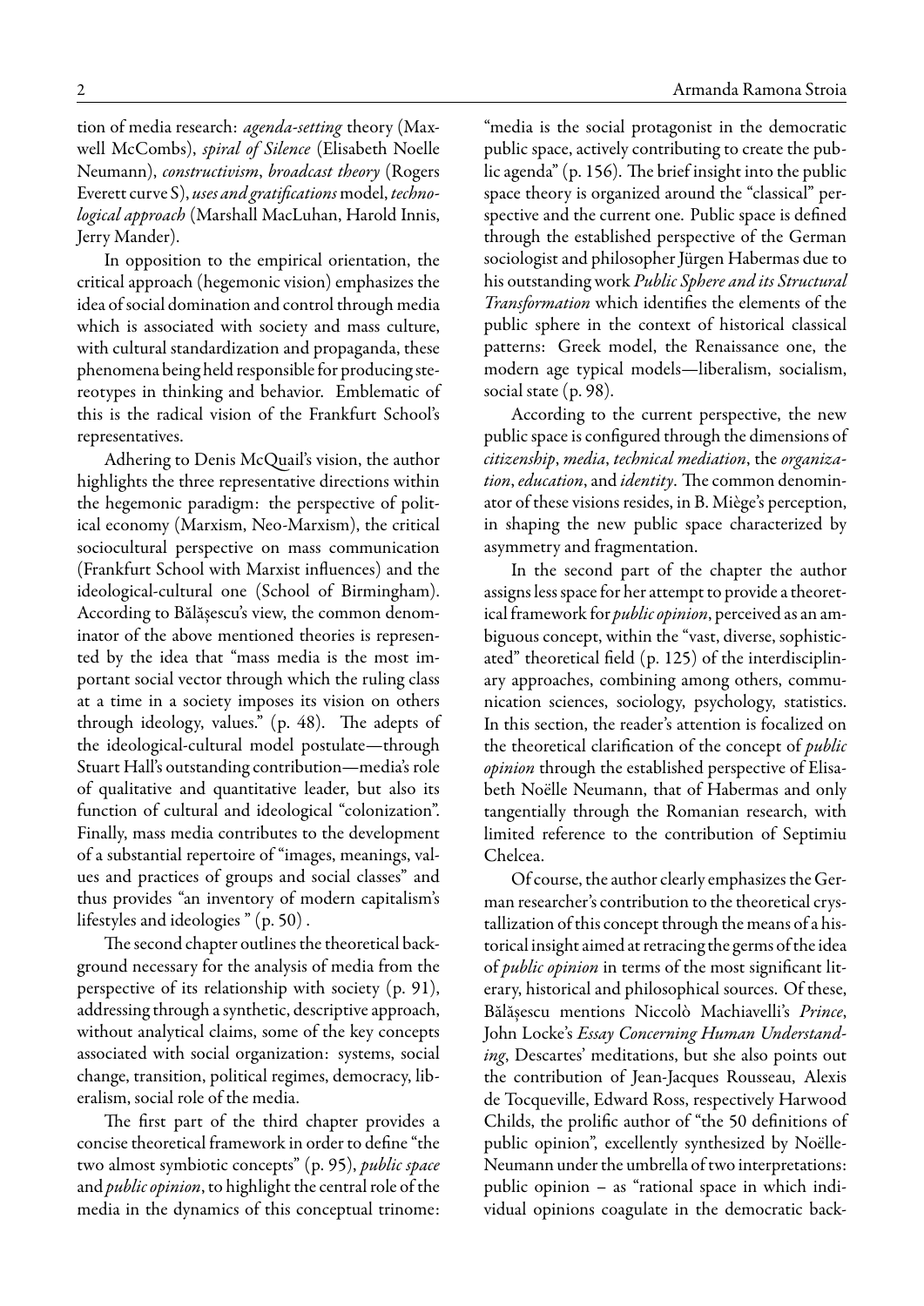tion of media research: *agenda-setting* theory (Maxwell McCombs), *spiral of Silence* (Elisabeth Noelle Neumann), *constructivism*, *broadcast theory* (Rogers Everett curve S), *uses and gratifications* model, *technological approach* (Marshall MacLuhan, Harold Innis, Jerry Mander).

In opposition to the empirical orientation, the critical approach (hegemonic vision) emphasizes the idea of social domination and control through media which is associated with society and mass culture, with cultural standardization and propaganda, these phenomena being held responsible for producing stereotypes in thinking and behavior. Emblematic of this is the radical vision of the Frankfurt School's representatives.

Adhering to Denis McQuail's vision, the author highlights the three representative directions within the hegemonic paradigm: the perspective of political economy (Marxism, Neo-Marxism), the critical sociocultural perspective on mass communication (Frankfurt School with Marxist influences) and the ideological-cultural one (School of Birmingham). According to Bălășescu's view, the common denominator of the above mentioned theories is represented by the idea that "mass media is the most important social vector through which the ruling class at a time in a society imposes its vision on others through ideology, values." (p. 48). The adepts of the ideological-cultural model postulate—through Stuart Hall's outstanding contribution—media's role of qualitative and quantitative leader, but also its function of cultural and ideological "colonization". Finally, mass media contributes to the development of a substantial repertoire of "images, meanings, values and practices of groups and social classes" and thus provides "an inventory of modern capitalism's lifestyles and ideologies " (p. 50) .

The second chapter outlines the theoretical background necessary for the analysis of media from the perspective of its relationship with society (p. 91), addressing through a synthetic, descriptive approach, without analytical claims, some of the key concepts associated with social organization: systems, social change, transition, political regimes, democracy, liberalism, social role of the media.

The first part of the third chapter provides a concise theoretical framework in order to define "the two almost symbiotic concepts" (p. 95), *public space* and *public opinion*, to highlight the central role of the media in the dynamics of this conceptual trinome: "media is the social protagonist in the democratic public space, actively contributing to create the public agenda" (p. 156). The brief insight into the public space theory is organized around the "classical" perspective and the current one. Public space is defined through the established perspective of the German sociologist and philosopher Jürgen Habermas due to his outstanding work *Public Sphere and its Structural Transformation* which identifies the elements of the public sphere in the context of historical classical patterns: Greek model, the Renaissance one, the modern age typical models—liberalism, socialism, social state (p. 98).

According to the current perspective, the new public space is configured through the dimensions of *citizenship*, *media*, *technical mediation*, the *organization*, *education*, and *identity*. The common denominator of these visions resides, in B. Miège's perception, in shaping the new public space characterized by asymmetry and fragmentation.

In the second part of the chapter the author assigns less space for her attempt to provide a theoretical framework for *public opinion*, perceived as an ambiguous concept, within the "vast, diverse, sophisticated" theoretical field (p. 125) of the interdisciplinary approaches, combining among others, communication sciences, sociology, psychology, statistics. In this section, the reader's attention is focalized on the theoretical clarification of the concept of *public opinion* through the established perspective of Elisabeth Noëlle Neumann, that of Habermas and only tangentially through the Romanian research, with limited reference to the contribution of Septimiu Chelcea.

Of course, the author clearly emphasizes the German researcher's contribution to the theoretical crystallization of this concept through the means of a historical insight aimed at retracing the germs of the idea of *public opinion* in terms of the most significant literary, historical and philosophical sources. Of these, Bălășescu mentions Niccolò Machiavelli's *Prince*, John Locke's *Essay Concerning Human Understanding*, Descartes' meditations, but she also points out the contribution of Jean-Jacques Rousseau, Alexis de Tocqueville, Edward Ross, respectively Harwood Childs, the prolific author of "the 50 definitions of public opinion", excellently synthesized by Noëlle-Neumann under the umbrella of two interpretations: public opinion – as "rational space in which individual opinions coagulate in the democratic back-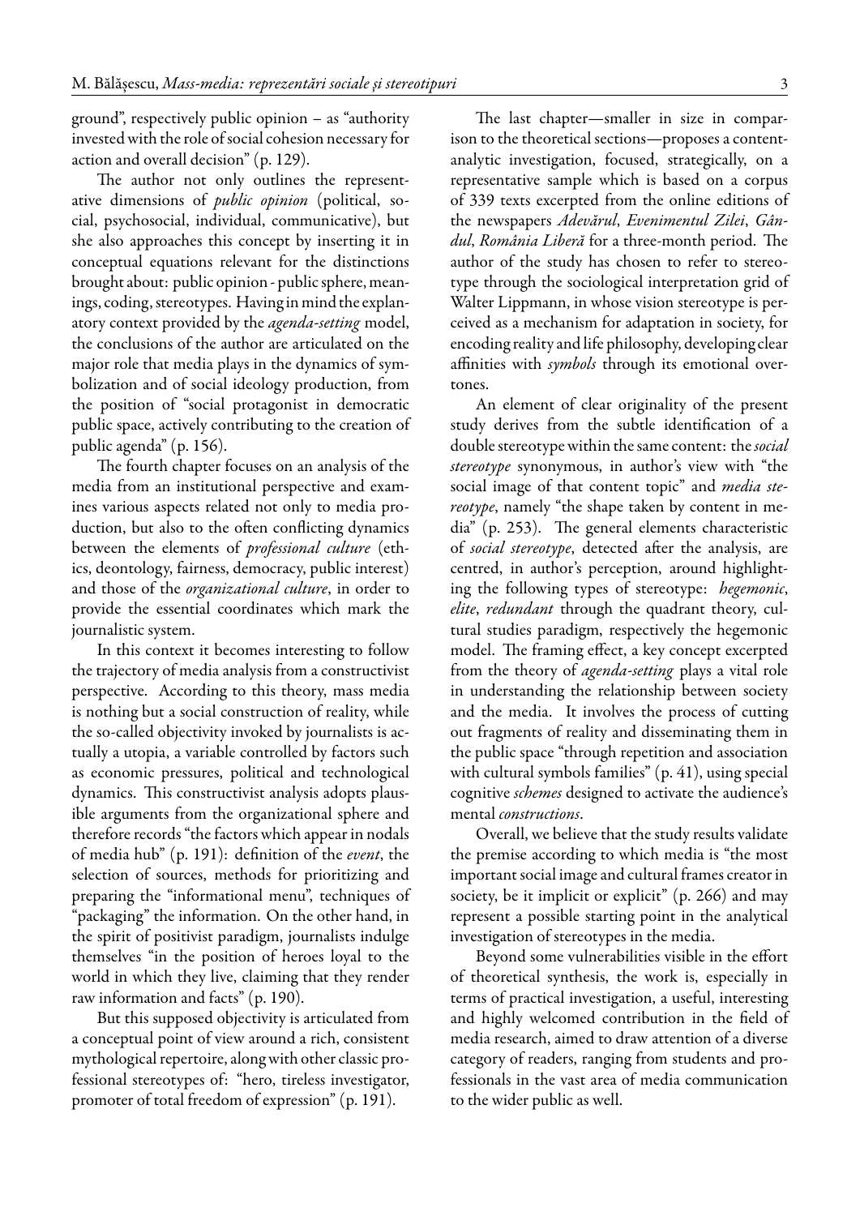ground", respectively public opinion – as "authority invested with the role of social cohesion necessary for action and overall decision" (p. 129).

The author not only outlines the representative dimensions of *public opinion* (political, social, psychosocial, individual, communicative), but she also approaches this concept by inserting it in conceptual equations relevant for the distinctions brought about: public opinion - public sphere, meanings, coding, stereotypes. Having in mind the explanatory context provided by the *agenda-setting* model, the conclusions of the author are articulated on the major role that media plays in the dynamics of symbolization and of social ideology production, from the position of "social protagonist in democratic public space, actively contributing to the creation of public agenda" (p. 156).

The fourth chapter focuses on an analysis of the media from an institutional perspective and examines various aspects related not only to media production, but also to the often conflicting dynamics between the elements of *professional culture* (ethics, deontology, fairness, democracy, public interest) and those of the *organizational culture*, in order to provide the essential coordinates which mark the journalistic system.

In this context it becomes interesting to follow the trajectory of media analysis from a constructivist perspective. According to this theory, mass media is nothing but a social construction of reality, while the so-called objectivity invoked by journalists is actually a utopia, a variable controlled by factors such as economic pressures, political and technological dynamics. This constructivist analysis adopts plausible arguments from the organizational sphere and therefore records "the factors which appear in nodals of media hub" (p. 191): definition of the *event*, the selection of sources, methods for prioritizing and preparing the "informational menu", techniques of "packaging" the information. On the other hand, in the spirit of positivist paradigm, journalists indulge themselves "in the position of heroes loyal to the world in which they live, claiming that they render raw information and facts" (p. 190).

But this supposed objectivity is articulated from a conceptual point of view around a rich, consistent mythological repertoire, along with other classic professional stereotypes of: "hero, tireless investigator, promoter of total freedom of expression" (p. 191).

The last chapter—smaller in size in comparison to the theoretical sections—proposes a content-analytic investigation, focused, strategically, on a representative sample which is based on a corpus of 339 texts excerpted from the online editions of the newspapers *Adevărul*, *Evenimentul Zilei*, *Gândul*, *România Liberă* for a three-month period. The author of the study has chosen to refer to stereotype through the sociological interpretation grid of Walter Lippmann, in whose vision stereotype is perceived as a mechanism for adaptation in society, for encoding reality and life philosophy, developing clear affinities with *symbols* through its emotional overtones.

An element of clear originality of the present study derives from the subtle identification of a double stereotype within the same content: the *social stereotype* synonymous, in author's view with "the social image of that content topic" and *media stereotype*, namely "the shape taken by content in media" (p. 253). The general elements characteristic of *social stereotype*, detected after the analysis, are centred, in author's perception, around highlighting the following types of stereotype: *hegemonic*, *elite*, *redundant* through the quadrant theory, cultural studies paradigm, respectively the hegemonic model. The framing effect, a key concept excerpted from the theory of *agenda-setting* plays a vital role in understanding the relationship between society and the media. It involves the process of cutting out fragments of reality and disseminating them in the public space "through repetition and association with cultural symbols families" (p. 41), using special cognitive *schemes* designed to activate the audience's mental *constructions*.

Overall, we believe that the study results validate the premise according to which media is "the most important social image and cultural frames creator in society, be it implicit or explicit" (p. 266) and may represent a possible starting point in the analytical investigation of stereotypes in the media.

Beyond some vulnerabilities visible in the effort of theoretical synthesis, the work is, especially in terms of practical investigation, a useful, interesting and highly welcomed contribution in the field of media research, aimed to draw attention of a diverse category of readers, ranging from students and professionals in the vast area of media communication to the wider public as well.